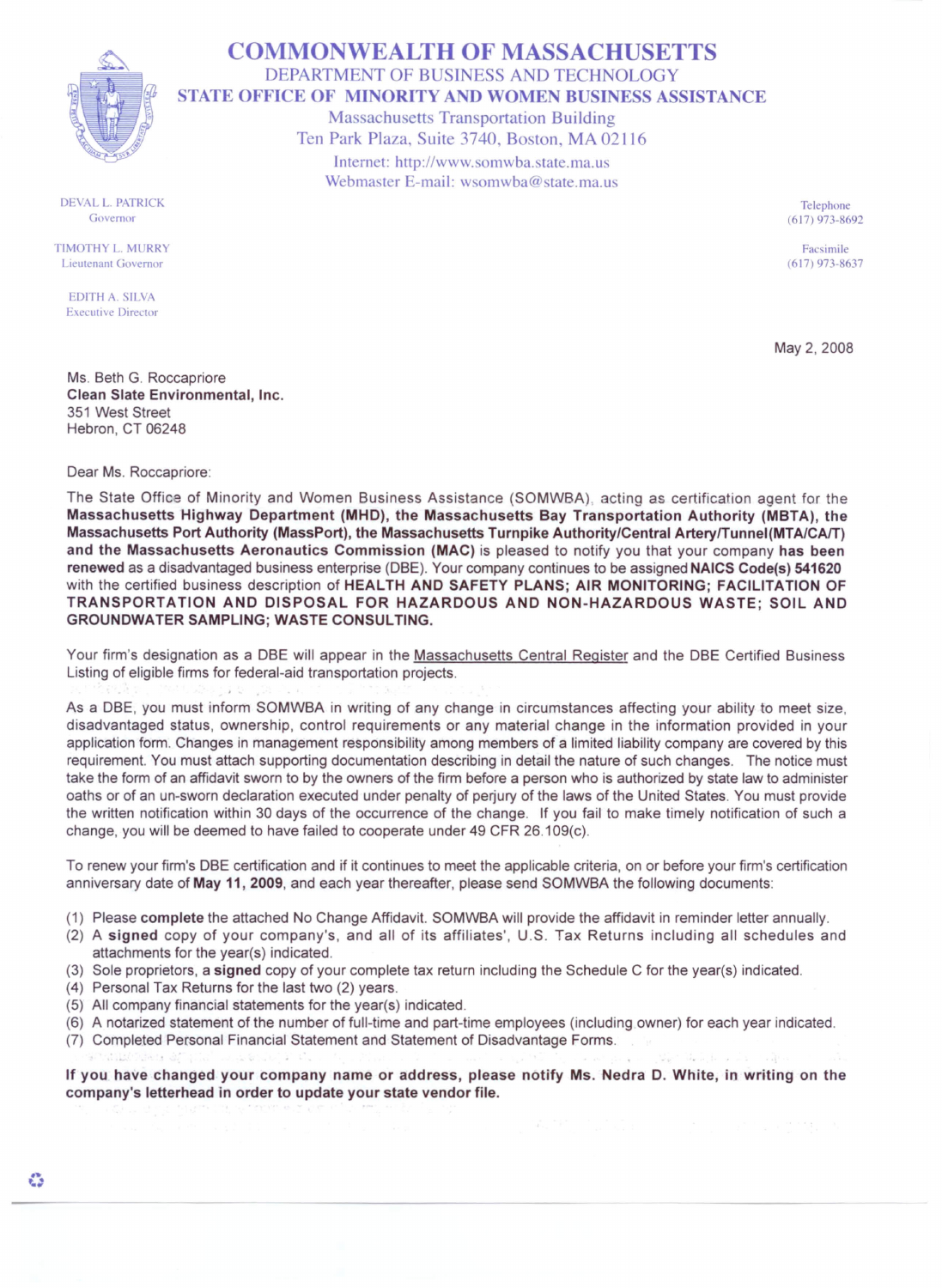# COMMONWEALTH OF MASSACHUSETTS

## DEPARTMENT OF BUSINESS AND TECHNOLOGY

## STATE OFFICE OF MINORITY AND WOMEN BUSINESS ASSISTANCE

Massachusetts Transportation Building
Ten Park Plaza, Suite 3740, Boston, MA 02116
Internet: http://www.somwba.state.ma.us
Webmaster E-mail: wsomwba@state.ma.us

DEVAL L. PATRICK
Governor

TIMOTHY L. MURRY
Lieutenant Governor

EDITH A. SILVA
Executive Director

Telephone
(617) 973-8692

Facsimile
(617) 973-8637

May 2, 2008

Ms. Beth G. Roccapriore
**Clean Slate Environmental, Inc.**
351 West Street
Hebron, CT 06248

Dear Ms. Roccapriore:

The State Office of Minority and Women Business Assistance (SOMWBA), acting as certification agent for the **Massachusetts Highway Department (MHD), the Massachusetts Bay Transportation Authority (MBTA), the Massachusetts Port Authority (MassPort), the Massachusetts Turnpike Authority/Central Artery/Tunnel(MTA/CA/T) and the Massachusetts Aeronautics Commission (MAC)** is pleased to notify you that your company **has been renewed** as a disadvantaged business enterprise (DBE). Your company continues to be assigned **NAICS Code(s) 541620** with the certified business description of **HEALTH AND SAFETY PLANS; AIR MONITORING; FACILITATION OF TRANSPORTATION AND DISPOSAL FOR HAZARDOUS AND NON-HAZARDOUS WASTE; SOIL AND GROUNDWATER SAMPLING; WASTE CONSULTING.**

Your firm's designation as a DBE will appear in the Massachusetts Central Register and the DBE Certified Business Listing of eligible firms for federal-aid transportation projects.

As a DBE, you must inform SOMWBA in writing of any change in circumstances affecting your ability to meet size, disadvantaged status, ownership, control requirements or any material change in the information provided in your application form. Changes in management responsibility among members of a limited liability company are covered by this requirement. You must attach supporting documentation describing in detail the nature of such changes. The notice must take the form of an affidavit sworn to by the owners of the firm before a person who is authorized by state law to administer oaths or of an un-sworn declaration executed under penalty of perjury of the laws of the United States. You must provide the written notification within 30 days of the occurrence of the change. If you fail to make timely notification of such a change, you will be deemed to have failed to cooperate under 49 CFR 26.109(c).

To renew your firm's DBE certification and if it continues to meet the applicable criteria, on or before your firm's certification anniversary date of **May 11, 2009**, and each year thereafter, please send SOMWBA the following documents:

(1) Please **complete** the attached No Change Affidavit. SOMWBA will provide the affidavit in reminder letter annually.
(2) A **signed** copy of your company's, and all of its affiliates', U.S. Tax Returns including all schedules and attachments for the year(s) indicated.
(3) Sole proprietors, a **signed** copy of your complete tax return including the Schedule C for the year(s) indicated.
(4) Personal Tax Returns for the last two (2) years.
(5) All company financial statements for the year(s) indicated.
(6) A notarized statement of the number of full-time and part-time employees (including owner) for each year indicated.
(7) Completed Personal Financial Statement and Statement of Disadvantage Forms.

**If you have changed your company name or address, please notify Ms. Nedra D. White, in writing on the company's letterhead in order to update your state vendor file.**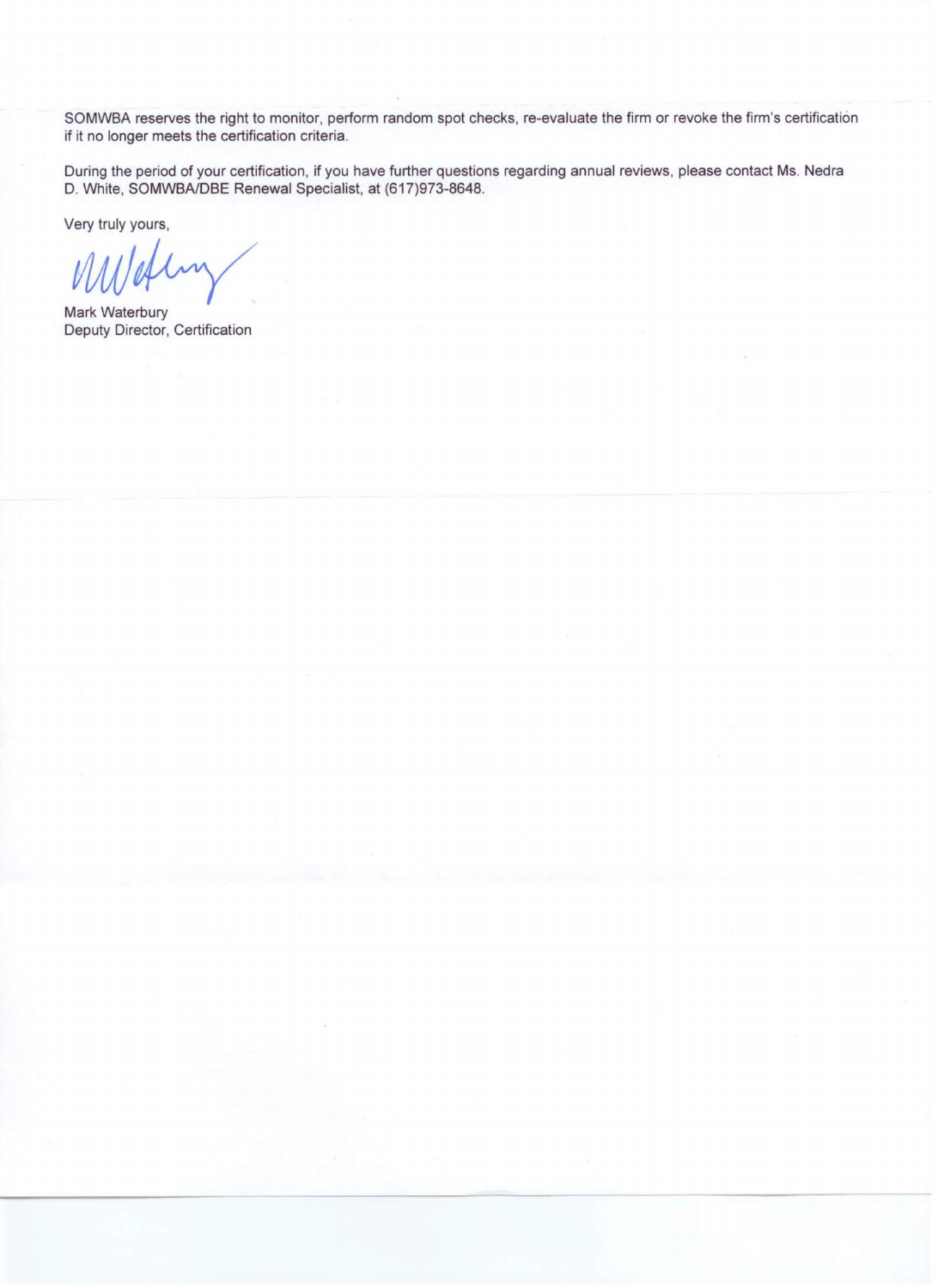SOMWBA reserves the right to monitor, perform random spot checks, re-evaluate the firm or revoke the firm's certification if it no longer meets the certification criteria.

During the period of your certification, if you have further questions regarding annual reviews, please contact Ms. Nedra D. White, SOMWBA/DBE Renewal Specialist, at (617)973-8648.

Very truly yours,

Mark Waterbury  
Deputy Director, Certification